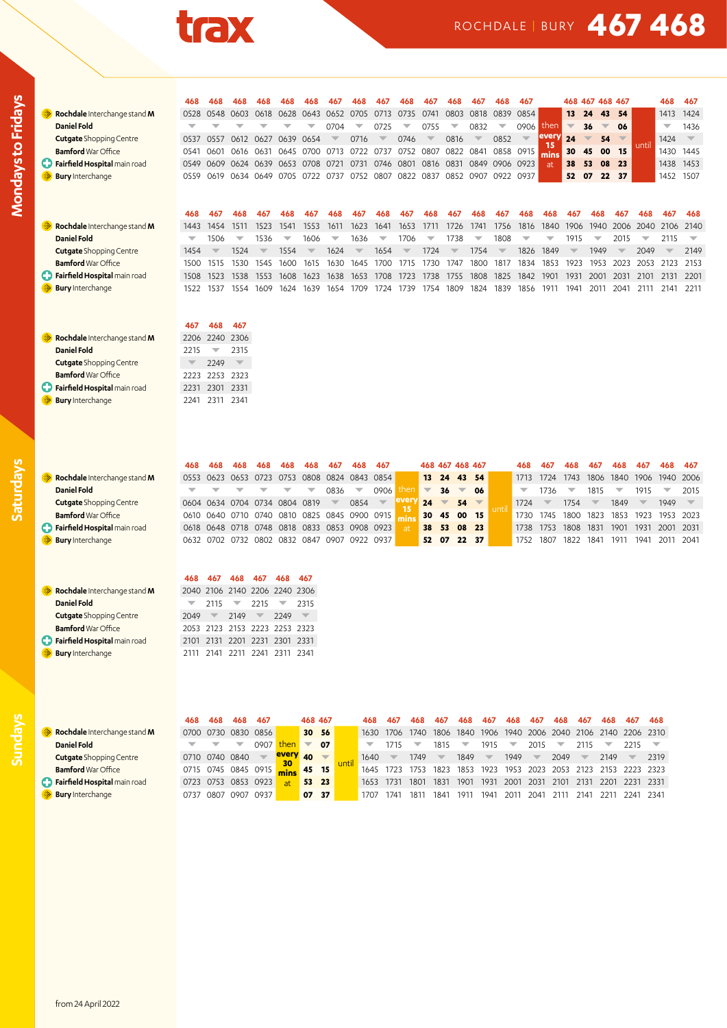# trax

ROCHDALE | BURY **467 468**

## Mondays to Fridays

| | 468 | 468 | 468 | 468 | 468 | 468 | 467 | 468 | 467 | 468 | 467 | 468 | 467 | 468 | 467 | | 468 | 467 | 468 | 467 | | 468 | 467 |
|---|---|---|---|---|---|---|---|---|---|---|---|---|---|---|---|---|---|---|---|---|---|---|---|
| **Rochdale** Interchange stand **M** | 0528 | 0548 | 0603 | 0618 | 0628 | 0643 | 0652 | 0705 | 0713 | 0735 | 0741 | 0803 | 0818 | 0839 | 0854 | then | **13** | **24** | **43** | **54** | | 1413 | 1424 |
| **Daniel Fold** | ▼ | ▼ | ▼ | ▼ | ▼ | ▼ | 0704 | ▼ | 0725 | ▼ | 0755 | ▼ | 0832 | ▼ | 0906 | every | ▼ | **36** | ▼ | **06** | | ▼ | 1436 |
| **Cutgate** Shopping Centre | 0537 | 0557 | 0612 | 0627 | 0639 | 0654 | ▼ | 0716 | ▼ | 0746 | ▼ | 0816 | ▼ | 0852 | ▼ | 15 | **24** | ▼ | **54** | ▼ | until | 1424 | ▼ |
| **Bamford** War Office | 0541 | 0601 | 0616 | 0631 | 0645 | 0700 | 0713 | 0722 | 0737 | 0752 | 0807 | 0822 | 0841 | 0858 | 0915 | mins | **30** | **45** | **00** | **15** | | 1430 | 1445 |
| **Fairfield Hospital** main road | 0549 | 0609 | 0624 | 0639 | 0653 | 0708 | 0721 | 0731 | 0746 | 0801 | 0816 | 0831 | 0849 | 0906 | 0923 | at | **38** | **53** | **08** | **23** | | 1438 | 1453 |
| **Bury** Interchange | 0559 | 0619 | 0634 | 0649 | 0705 | 0722 | 0737 | 0752 | 0807 | 0822 | 0837 | 0852 | 0907 | 0922 | 0937 | | **52** | **07** | **22** | **37** | | 1452 | 1507 |

| | 468 | 467 | 468 | 467 | 468 | 467 | 468 | 467 | 468 | 467 | 468 | 467 | 468 | 467 | 468 | 468 | 467 | 468 | 467 | 468 | 467 | 468 |
|---|---|---|---|---|---|---|---|---|---|---|---|---|---|---|---|---|---|---|---|---|---|---|
| **Rochdale** Interchange stand **M** | 1443 | 1454 | 1511 | 1523 | 1541 | 1553 | 1611 | 1623 | 1641 | 1653 | 1711 | 1726 | 1741 | 1756 | 1816 | 1840 | 1906 | 1940 | 2006 | 2040 | 2106 | 2140 |
| **Daniel Fold** | ▼ | 1506 | ▼ | 1536 | ▼ | 1606 | ▼ | 1636 | ▼ | 1706 | ▼ | 1738 | ▼ | 1808 | ▼ | ▼ | 1915 | ▼ | 2015 | ▼ | 2115 | ▼ |
| **Cutgate** Shopping Centre | 1454 | ▼ | 1524 | ▼ | 1554 | ▼ | 1624 | ▼ | 1654 | ▼ | 1724 | ▼ | 1754 | ▼ | 1826 | 1849 | ▼ | 1949 | ▼ | 2049 | ▼ | 2149 |
| **Bamford** War Office | 1500 | 1515 | 1530 | 1545 | 1600 | 1615 | 1630 | 1645 | 1700 | 1715 | 1730 | 1747 | 1800 | 1817 | 1834 | 1853 | 1923 | 1953 | 2023 | 2053 | 2123 | 2153 |
| **Fairfield Hospital** main road | 1508 | 1523 | 1538 | 1553 | 1608 | 1623 | 1638 | 1653 | 1708 | 1723 | 1738 | 1755 | 1808 | 1825 | 1842 | 1901 | 1931 | 2001 | 2031 | 2101 | 2131 | 2201 |
| **Bury** Interchange | 1522 | 1537 | 1554 | 1609 | 1624 | 1639 | 1654 | 1709 | 1724 | 1739 | 1754 | 1809 | 1824 | 1839 | 1856 | 1911 | 1941 | 2011 | 2041 | 2111 | 2141 | 2211 |

| | 467 | 468 | 467 |
|---|---|---|---|
| **Rochdale** Interchange stand **M** | 2206 | 2240 | 2306 |
| **Daniel Fold** | 2215 | ▼ | 2315 |
| **Cutgate** Shopping Centre | ▼ | 2249 | ▼ |
| **Bamford** War Office | 2223 | 2253 | 2323 |
| **Fairfield Hospital** main road | 2231 | 2301 | 2331 |
| **Bury** Interchange | 2241 | 2311 | 2341 |

## Saturdays

| | 468 | 468 | 468 | 468 | 468 | 468 | 467 | 468 | 467 | | 468 | 467 | 468 | 467 | | 468 | 467 | 468 | 467 | 468 | 467 | 468 | 467 |
|---|---|---|---|---|---|---|---|---|---|---|---|---|---|---|---|---|---|---|---|---|---|---|---|
| **Rochdale** Interchange stand **M** | 0553 | 0623 | 0653 | 0723 | 0753 | 0808 | 0824 | 0843 | 0854 | then | **13** | **24** | **43** | **54** | | 1713 | 1724 | 1743 | 1806 | 1840 | 1906 | 1940 | 2006 |
| **Daniel Fold** | ▼ | ▼ | ▼ | ▼ | ▼ | ▼ | 0836 | ▼ | 0906 | every | ▼ | **36** | ▼ | **06** | | ▼ | 1736 | ▼ | 1815 | ▼ | 1915 | ▼ | 2015 |
| **Cutgate** Shopping Centre | 0604 | 0634 | 0704 | 0734 | 0804 | 0819 | ▼ | 0854 | ▼ | 15 | **24** | ▼ | **54** | ▼ | until | 1724 | ▼ | 1754 | ▼ | 1849 | ▼ | 1949 | ▼ |
| **Bamford** War Office | 0610 | 0640 | 0710 | 0740 | 0810 | 0825 | 0845 | 0900 | 0915 | mins | **30** | **45** | **00** | **15** | | 1730 | 1745 | 1800 | 1823 | 1853 | 1923 | 1953 | 2023 |
| **Fairfield Hospital** main road | 0618 | 0648 | 0718 | 0748 | 0818 | 0833 | 0853 | 0908 | 0923 | at | **38** | **53** | **08** | **23** | | 1738 | 1753 | 1808 | 1831 | 1901 | 1931 | 2001 | 2031 |
| **Bury** Interchange | 0632 | 0702 | 0732 | 0802 | 0832 | 0847 | 0907 | 0922 | 0937 | | **52** | **07** | **22** | **37** | | 1752 | 1807 | 1822 | 1841 | 1911 | 1941 | 2011 | 2041 |

| | 468 | 467 | 468 | 467 | 468 | 467 |
|---|---|---|---|---|---|---|
| **Rochdale** Interchange stand **M** | 2040 | 2106 | 2140 | 2206 | 2240 | 2306 |
| **Daniel Fold** | ▼ | 2115 | ▼ | 2215 | ▼ | 2315 |
| **Cutgate** Shopping Centre | 2049 | ▼ | 2149 | ▼ | 2249 | ▼ |
| **Bamford** War Office | 2053 | 2123 | 2153 | 2223 | 2253 | 2323 |
| **Fairfield Hospital** main road | 2101 | 2131 | 2201 | 2231 | 2301 | 2331 |
| **Bury** Interchange | 2111 | 2141 | 2211 | 2241 | 2311 | 2341 |

## Sundays

| | 468 | 468 | 468 | 467 | | 468 | 467 | | 468 | 467 | 468 | 467 | 468 | 467 | 468 | 467 | 468 | 467 | 468 | 467 | 468 |
|---|---|---|---|---|---|---|---|---|---|---|---|---|---|---|---|---|---|---|---|---|---|
| **Rochdale** Interchange stand **M** | 0700 | 0730 | 0830 | 0856 | then | **30** | **56** | | 1630 | 1706 | 1740 | 1806 | 1840 | 1906 | 1940 | 2006 | 2040 | 2106 | 2140 | 2206 | 2310 |
| **Daniel Fold** | ▼ | ▼ | ▼ | 0907 | every | ▼ | **07** | | ▼ | 1715 | ▼ | 1815 | ▼ | 1915 | ▼ | 2015 | ▼ | 2115 | ▼ | 2215 | ▼ |
| **Cutgate** Shopping Centre | 0710 | 0740 | 0840 | ▼ | 30 | **40** | ▼ | until | 1640 | ▼ | 1749 | ▼ | 1849 | ▼ | 1949 | ▼ | 2049 | ▼ | 2149 | ▼ | 2319 |
| **Bamford** War Office | 0715 | 0745 | 0845 | 0915 | mins | **45** | **15** | | 1645 | 1723 | 1753 | 1823 | 1853 | 1923 | 1953 | 2023 | 2053 | 2123 | 2153 | 2223 | 2323 |
| **Fairfield Hospital** main road | 0723 | 0753 | 0853 | 0923 | at | **53** | **23** | | 1653 | 1731 | 1801 | 1831 | 1901 | 1931 | 2001 | 2031 | 2101 | 2131 | 2201 | 2231 | 2331 |
| **Bury** Interchange | 0737 | 0807 | 0907 | 0937 | | **07** | **37** | | 1707 | 1741 | 1811 | 1841 | 1911 | 1941 | 2011 | 2041 | 2111 | 2141 | 2211 | 2241 | 2341 |

from 24 April 2022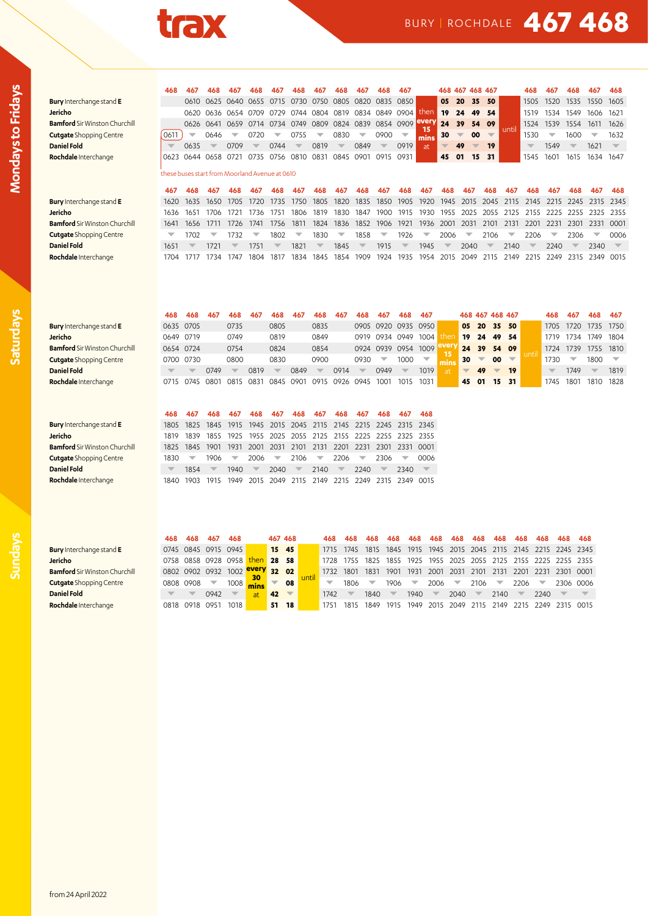# trax

## BURY | ROCHDALE 467 468

## Mondays to Fridays

| | 468 | 467 | 468 | 467 | 468 | 467 | 468 | 467 | 468 | 467 | 468 | 467 | | 468 | 467 | 468 | 467 | | 468 | 467 | 468 | 467 | 468 |
|---|---|---|---|---|---|---|---|---|---|---|---|---|---|---|---|---|---|---|---|---|---|---|---|
| **Bury** Interchange stand **E** | | 0610 | 0625 | 0640 | 0655 | 0715 | 0730 | 0750 | 0805 | 0820 | 0835 | 0850 | then | **05** | **20** | **35** | **50** | until | 1505 | 1520 | 1535 | 1550 | 1605 |
| **Jericho** | | 0620 | 0636 | 0654 | 0709 | 0729 | 0744 | 0804 | 0819 | 0834 | 0849 | 0904 | every | **19** | **24** | **49** | **54** | | 1519 | 1534 | 1549 | 1606 | 1621 |
| **Bamford** Sir Winston Churchill | | 0626 | 0641 | 0659 | 0714 | 0734 | 0749 | 0809 | 0824 | 0839 | 0854 | 0909 | 15 mins | **24** | **39** | **54** | **09** | | 1524 | 1539 | 1554 | 1611 | 1626 |
| **Cutgate** Shopping Centre | 0611 | ▼ | 0646 | ▼ | 0720 | ▼ | 0755 | ▼ | 0830 | ▼ | 0900 | ▼ | at | **30** | ▼ | **00** | ▼ | | 1530 | ▼ | 1600 | ▼ | 1632 |
| **Daniel Fold** | ▼ | 0635 | ▼ | 0709 | ▼ | 0744 | ▼ | 0819 | ▼ | 0849 | ▼ | 0919 | | ▼ | **49** | ▼ | **19** | | ▼ | 1549 | ▼ | 1621 | ▼ |
| **Rochdale** Interchange | 0623 | 0644 | 0658 | 0721 | 0735 | 0756 | 0810 | 0831 | 0845 | 0901 | 0915 | 0931 | | **45** | **01** | **15** | **31** | | 1545 | 1601 | 1615 | 1634 | 1647 |

these buses start from Moorland Avenue at 0610

| | 467 | 468 | 467 | 468 | 467 | 468 | 467 | 468 | 467 | 468 | 467 | 468 | 467 | 468 | 467 | 468 | 467 | 468 | 467 | 468 | 467 | 468 |
|---|---|---|---|---|---|---|---|---|---|---|---|---|---|---|---|---|---|---|---|---|---|---|
| **Bury** Interchange stand **E** | 1620 | 1635 | 1650 | 1705 | 1720 | 1735 | 1750 | 1805 | 1820 | 1835 | 1850 | 1905 | 1920 | 1945 | 2015 | 2045 | 2115 | 2145 | 2215 | 2245 | 2315 | 2345 |
| **Jericho** | 1636 | 1651 | 1706 | 1721 | 1736 | 1751 | 1806 | 1819 | 1830 | 1847 | 1900 | 1915 | 1930 | 1955 | 2025 | 2055 | 2125 | 2155 | 2225 | 2255 | 2325 | 2355 |
| **Bamford** Sir Winston Churchill | 1641 | 1656 | 1711 | 1726 | 1741 | 1756 | 1811 | 1824 | 1836 | 1852 | 1906 | 1921 | 1936 | 2001 | 2031 | 2101 | 2131 | 2201 | 2231 | 2301 | 2331 | 0001 |
| **Cutgate** Shopping Centre | ▼ | 1702 | ▼ | 1732 | ▼ | 1802 | ▼ | 1830 | ▼ | 1858 | ▼ | 1926 | ▼ | 2006 | ▼ | 2106 | ▼ | 2206 | ▼ | 2306 | ▼ | 0006 |
| **Daniel Fold** | 1651 | ▼ | 1721 | ▼ | 1751 | ▼ | 1821 | ▼ | 1845 | ▼ | 1915 | ▼ | 1945 | ▼ | 2040 | ▼ | 2140 | ▼ | 2240 | ▼ | 2340 | ▼ |
| **Rochdale** Interchange | 1704 | 1717 | 1734 | 1747 | 1804 | 1817 | 1834 | 1845 | 1854 | 1909 | 1924 | 1935 | 1954 | 2015 | 2049 | 2115 | 2149 | 2215 | 2249 | 2315 | 2349 | 0015 |

## Saturdays

| | 468 | 468 | 467 | 468 | 467 | 468 | 467 | 468 | 467 | 468 | 467 | 468 | 467 | | 468 | 467 | 468 | 467 | | 468 | 467 | 468 | 467 |
|---|---|---|---|---|---|---|---|---|---|---|---|---|---|---|---|---|---|---|---|---|---|---|---|
| **Bury** Interchange stand **E** | 0635 | 0705 | | 0735 | | 0805 | | 0835 | | 0905 | 0920 | 0935 | 0950 | then | **05** | **20** | **35** | **50** | until | 1705 | 1720 | 1735 | 1750 |
| **Jericho** | 0649 | 0719 | | 0749 | | 0819 | | 0849 | | 0919 | 0934 | 0949 | 1004 | every | **19** | **24** | **49** | **54** | | 1719 | 1734 | 1749 | 1804 |
| **Bamford** Sir Winston Churchill | 0654 | 0724 | | 0754 | | 0824 | | 0854 | | 0924 | 0939 | 0954 | 1009 | 15 mins | **24** | **39** | **54** | **09** | | 1724 | 1739 | 1755 | 1810 |
| **Cutgate** Shopping Centre | 0700 | 0730 | | 0800 | | 0830 | | 0900 | | 0930 | ▼ | 1000 | ▼ | at | **30** | ▼ | **00** | ▼ | | 1730 | ▼ | 1800 | ▼ |
| **Daniel Fold** | ▼ | ▼ | 0749 | ▼ | 0819 | ▼ | 0849 | ▼ | 0914 | ▼ | 0949 | ▼ | 1019 | | ▼ | **49** | ▼ | **19** | | ▼ | 1749 | ▼ | 1819 |
| **Rochdale** Interchange | 0715 | 0745 | 0801 | 0815 | 0831 | 0845 | 0901 | 0915 | 0926 | 0945 | 1001 | 1015 | 1031 | | **45** | **01** | **15** | **31** | | 1745 | 1801 | 1810 | 1828 |

| | 468 | 467 | 468 | 467 | 468 | 467 | 468 | 467 | 468 | 467 | 468 | 467 | 468 |
|---|---|---|---|---|---|---|---|---|---|---|---|---|---|
| **Bury** Interchange stand **E** | 1805 | 1825 | 1845 | 1915 | 1945 | 2015 | 2045 | 2115 | 2145 | 2215 | 2245 | 2315 | 2345 |
| **Jericho** | 1819 | 1839 | 1855 | 1925 | 1955 | 2025 | 2055 | 2125 | 2155 | 2225 | 2255 | 2325 | 2355 |
| **Bamford** Sir Winston Churchill | 1825 | 1845 | 1901 | 1931 | 2001 | 2031 | 2101 | 2131 | 2201 | 2231 | 2301 | 2331 | 0001 |
| **Cutgate** Shopping Centre | 1830 | ▼ | 1906 | ▼ | 2006 | ▼ | 2106 | ▼ | 2206 | ▼ | 2306 | ▼ | 0006 |
| **Daniel Fold** | ▼ | 1854 | ▼ | 1940 | ▼ | 2040 | ▼ | 2140 | ▼ | 2240 | ▼ | 2340 | ▼ |
| **Rochdale** Interchange | 1840 | 1903 | 1915 | 1949 | 2015 | 2049 | 2115 | 2149 | 2215 | 2249 | 2315 | 2349 | 0015 |

## Sundays

| | 468 | 468 | 467 | 468 | | 467 | 468 | | 468 | 468 | 468 | 468 | 468 | 468 | 468 | 468 | 468 | 468 | 468 | 468 | 468 |
|---|---|---|---|---|---|---|---|---|---|---|---|---|---|---|---|---|---|---|---|---|---|
| **Bury** Interchange stand **E** | 0745 | 0845 | 0915 | 0945 | then | **15** | **45** | until | 1715 | 1745 | 1815 | 1845 | 1915 | 1945 | 2015 | 2045 | 2115 | 2145 | 2215 | 2245 | 2345 |
| **Jericho** | 0758 | 0858 | 0928 | 0958 | every | **28** | **58** | | 1728 | 1755 | 1825 | 1855 | 1925 | 1955 | 2025 | 2055 | 2125 | 2155 | 2225 | 2255 | 2355 |
| **Bamford** Sir Winston Churchill | 0802 | 0902 | 0932 | 1002 | 30 mins | **32** | **02** | | 1732 | 1801 | 1831 | 1901 | 1931 | 2001 | 2031 | 2101 | 2131 | 2201 | 2231 | 2301 | 0001 |
| **Cutgate** Shopping Centre | 0808 | 0908 | ▼ | 1008 | at | ▼ | **08** | | ▼ | 1806 | ▼ | 1906 | ▼ | 2006 | ▼ | 2106 | ▼ | 2206 | ▼ | 2306 | 0006 |
| **Daniel Fold** | ▼ | ▼ | 0942 | ▼ | | **42** | ▼ | | 1742 | ▼ | 1840 | ▼ | 1940 | ▼ | 2040 | ▼ | 2140 | ▼ | 2240 | ▼ | ▼ |
| **Rochdale** Interchange | 0818 | 0918 | 0951 | 1018 | | **51** | **18** | | 1751 | 1815 | 1849 | 1915 | 1949 | 2015 | 2049 | 2115 | 2149 | 2215 | 2249 | 2315 | 0015 |

from 24 April 2022